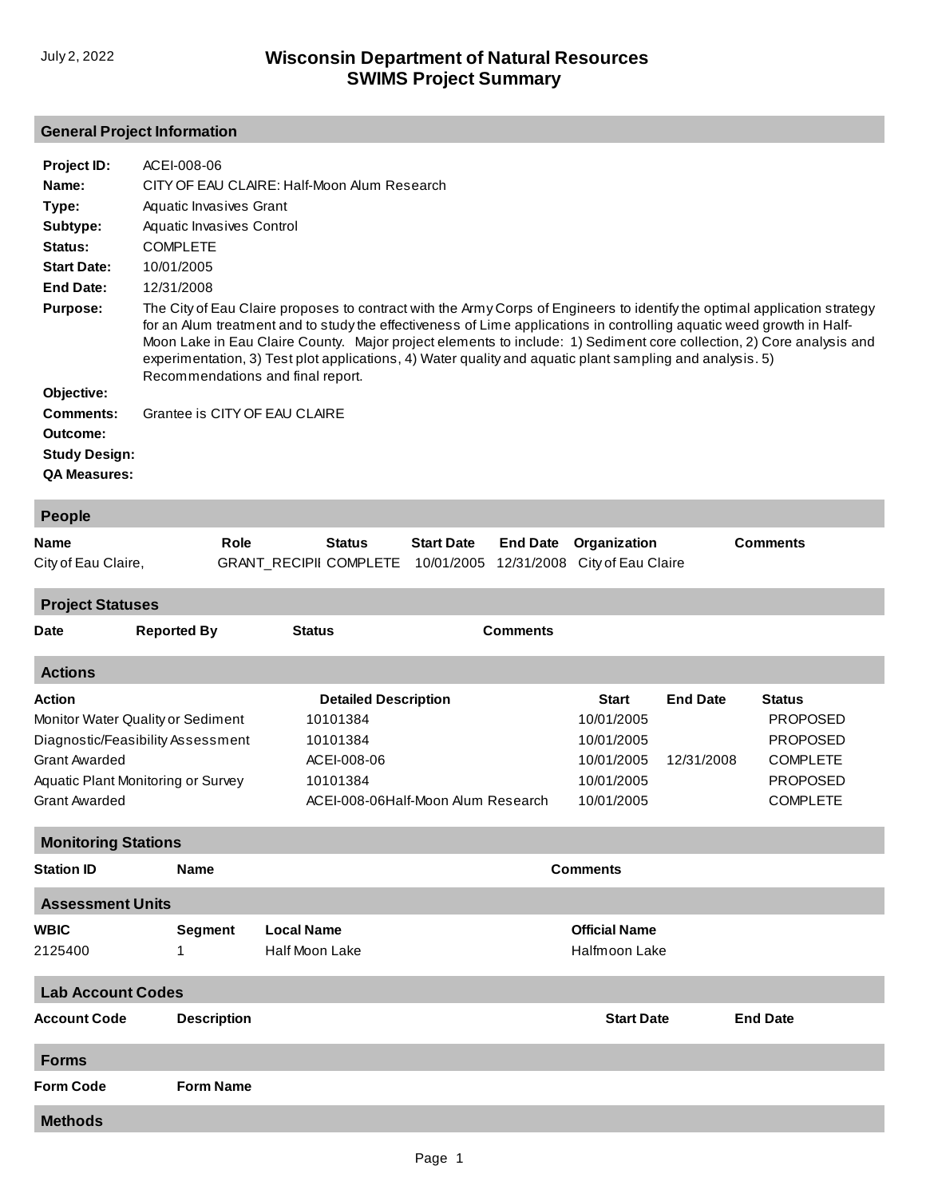July 2, 2022

# Wisconsin Department of Natural Resources
# SWIMS Project Summary

## General Project Information

**Project ID:** ACEI-008-06

**Name:** CITY OF EAU CLAIRE: Half-Moon Alum Research

**Type:** Aquatic Invasives Grant

**Subtype:** Aquatic Invasives Control

**Status:** COMPLETE

**Start Date:** 10/01/2005

**End Date:** 12/31/2008

**Purpose:** The City of Eau Claire proposes to contract with the Army Corps of Engineers to identify the optimal application strategy for an Alum treatment and to study the effectiveness of Lime applications in controlling aquatic weed growth in Half-Moon Lake in Eau Claire County. Major project elements to include: 1) Sediment core collection, 2) Core analysis and experimentation, 3) Test plot applications, 4) Water quality and aquatic plant sampling and analysis. 5) Recommendations and final report.

**Objective:**

**Comments:** Grantee is CITY OF EAU CLAIRE

**Outcome:**

**Study Design:**

**QA Measures:**

## People

| Name | Role | Status | Start Date | End Date | Organization | Comments |
|---|---|---|---|---|---|---|
| City of Eau Claire, | GRANT_RECIPII | COMPLETE | 10/01/2005 | 12/31/2008 | City of Eau Claire | |

## Project Statuses

| Date | Reported By | Status | Comments |
|---|---|---|---|

## Actions

| Action | Detailed Description | Start | End Date | Status |
|---|---|---|---|---|
| Monitor Water Quality or Sediment | 10101384 | 10/01/2005 | | PROPOSED |
| Diagnostic/Feasibility Assessment | 10101384 | 10/01/2005 | | PROPOSED |
| Grant Awarded | ACEI-008-06 | 10/01/2005 | 12/31/2008 | COMPLETE |
| Aquatic Plant Monitoring or Survey | 10101384 | 10/01/2005 | | PROPOSED |
| Grant Awarded | ACEI-008-06Half-Moon Alum Research | 10/01/2005 | | COMPLETE |

## Monitoring Stations

| Station ID | Name | Comments |
|---|---|---|

## Assessment Units

| WBIC | Segment | Local Name | Official Name |
|---|---|---|---|
| 2125400 | 1 | Half Moon Lake | Halfmoon Lake |

## Lab Account Codes

| Account Code | Description | Start Date | End Date |
|---|---|---|---|

## Forms

| Form Code | Form Name |
|---|---|

## Methods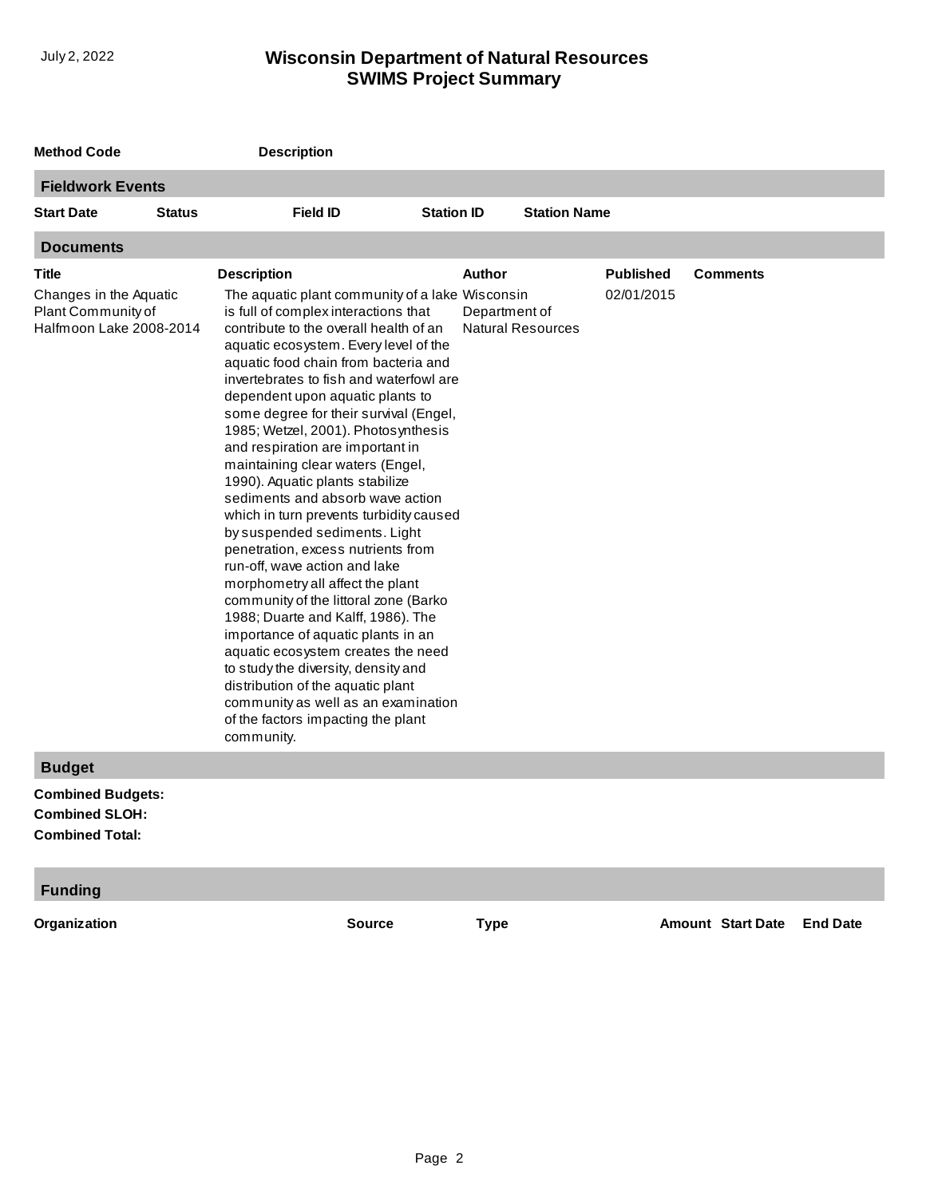| Method Code | Description |
|---|---|

## Fieldwork Events

| Start Date | Status | Field ID | Station ID | Station Name |
|---|---|---|---|---|

## Documents

| Title | Description | Author | Published | Comments |
|---|---|---|---|---|
| Changes in the Aquatic Plant Community of Halfmoon Lake 2008-2014 | The aquatic plant community of a lake is full of complex interactions that contribute to the overall health of an aquatic ecosystem. Every level of the aquatic food chain from bacteria and invertebrates to fish and waterfowl are dependent upon aquatic plants to some degree for their survival (Engel, 1985; Wetzel, 2001). Photosynthesis and respiration are important in maintaining clear waters (Engel, 1990). Aquatic plants stabilize sediments and absorb wave action which in turn prevents turbidity caused by suspended sediments. Light penetration, excess nutrients from run-off, wave action and lake morphometry all affect the plant community of the littoral zone (Barko 1988; Duarte and Kalff, 1986). The importance of aquatic plants in an aquatic ecosystem creates the need to study the diversity, density and distribution of the aquatic plant community as well as an examination of the factors impacting the plant community. | Wisconsin Department of Natural Resources | 02/01/2015 | |

## Budget

**Combined Budgets:**

**Combined SLOH:**

**Combined Total:**

## Funding

| Organization | Source | Type | Amount | Start Date | End Date |
|---|---|---|---|---|---|